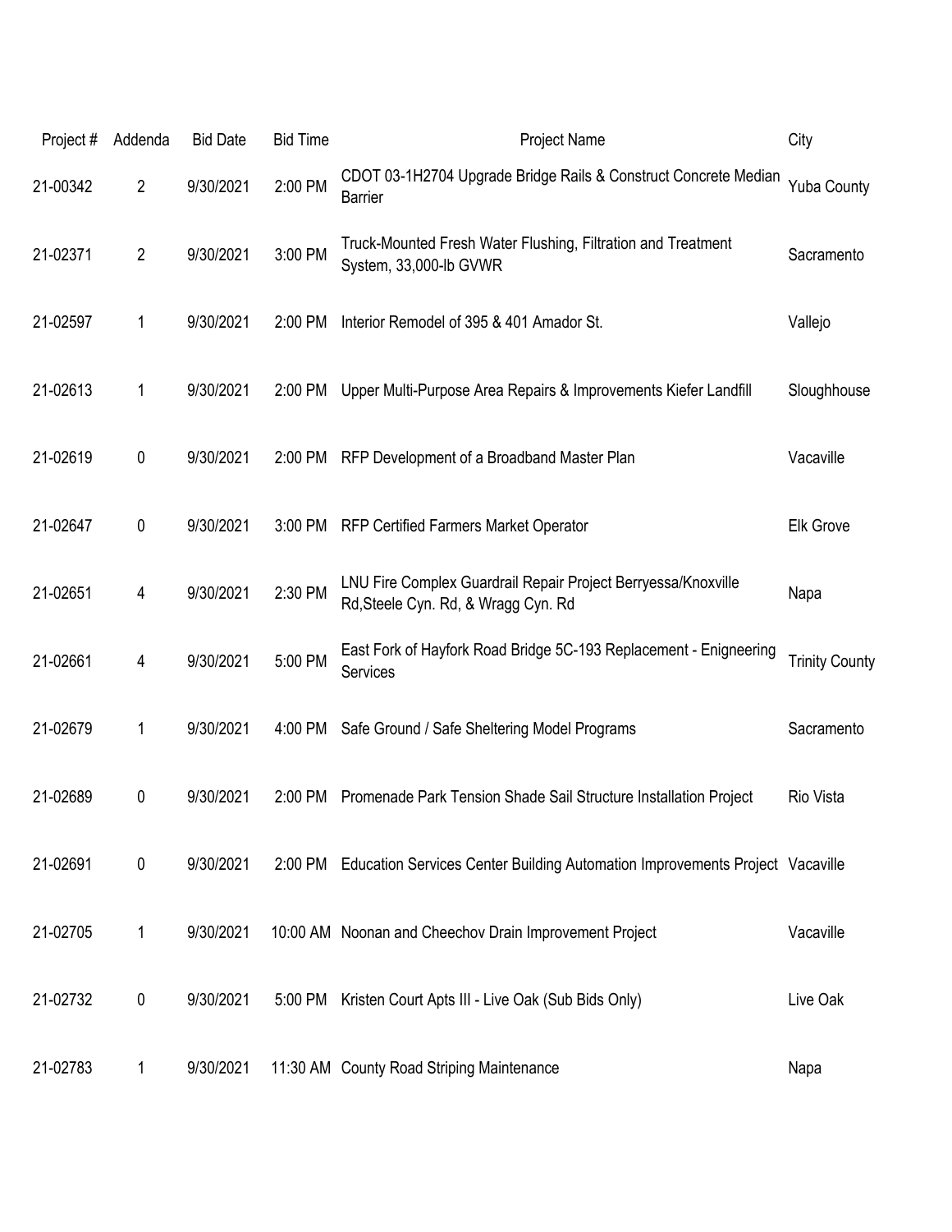| Project # | Addenda | Bid Date | Bid Time | Project Name | City |
|---|---|---|---|---|---|
| 21-00342 | 2 | 9/30/2021 | 2:00 PM | CDOT 03-1H2704 Upgrade Bridge Rails & Construct Concrete Median Barrier | Yuba County |
| 21-02371 | 2 | 9/30/2021 | 3:00 PM | Truck-Mounted Fresh Water Flushing, Filtration and Treatment System, 33,000-lb GVWR | Sacramento |
| 21-02597 | 1 | 9/30/2021 | 2:00 PM | Interior Remodel of 395 & 401 Amador St. | Vallejo |
| 21-02613 | 1 | 9/30/2021 | 2:00 PM | Upper Multi-Purpose Area Repairs & Improvements Kiefer Landfill | Sloughhouse |
| 21-02619 | 0 | 9/30/2021 | 2:00 PM | RFP Development of a Broadband Master Plan | Vacaville |
| 21-02647 | 0 | 9/30/2021 | 3:00 PM | RFP Certified Farmers Market Operator | Elk Grove |
| 21-02651 | 4 | 9/30/2021 | 2:30 PM | LNU Fire Complex Guardrail Repair Project Berryessa/Knoxville Rd,Steele Cyn. Rd, & Wragg Cyn. Rd | Napa |
| 21-02661 | 4 | 9/30/2021 | 5:00 PM | East Fork of Hayfork Road Bridge 5C-193 Replacement - Enigneering Services | Trinity County |
| 21-02679 | 1 | 9/30/2021 | 4:00 PM | Safe Ground / Safe Sheltering Model Programs | Sacramento |
| 21-02689 | 0 | 9/30/2021 | 2:00 PM | Promenade Park Tension Shade Sail Structure Installation Project | Rio Vista |
| 21-02691 | 0 | 9/30/2021 | 2:00 PM | Education Services Center Building Automation Improvements Project | Vacaville |
| 21-02705 | 1 | 9/30/2021 | 10:00 AM | Noonan and Cheechov Drain Improvement Project | Vacaville |
| 21-02732 | 0 | 9/30/2021 | 5:00 PM | Kristen Court Apts III - Live Oak (Sub Bids Only) | Live Oak |
| 21-02783 | 1 | 9/30/2021 | 11:30 AM | County Road Striping Maintenance | Napa |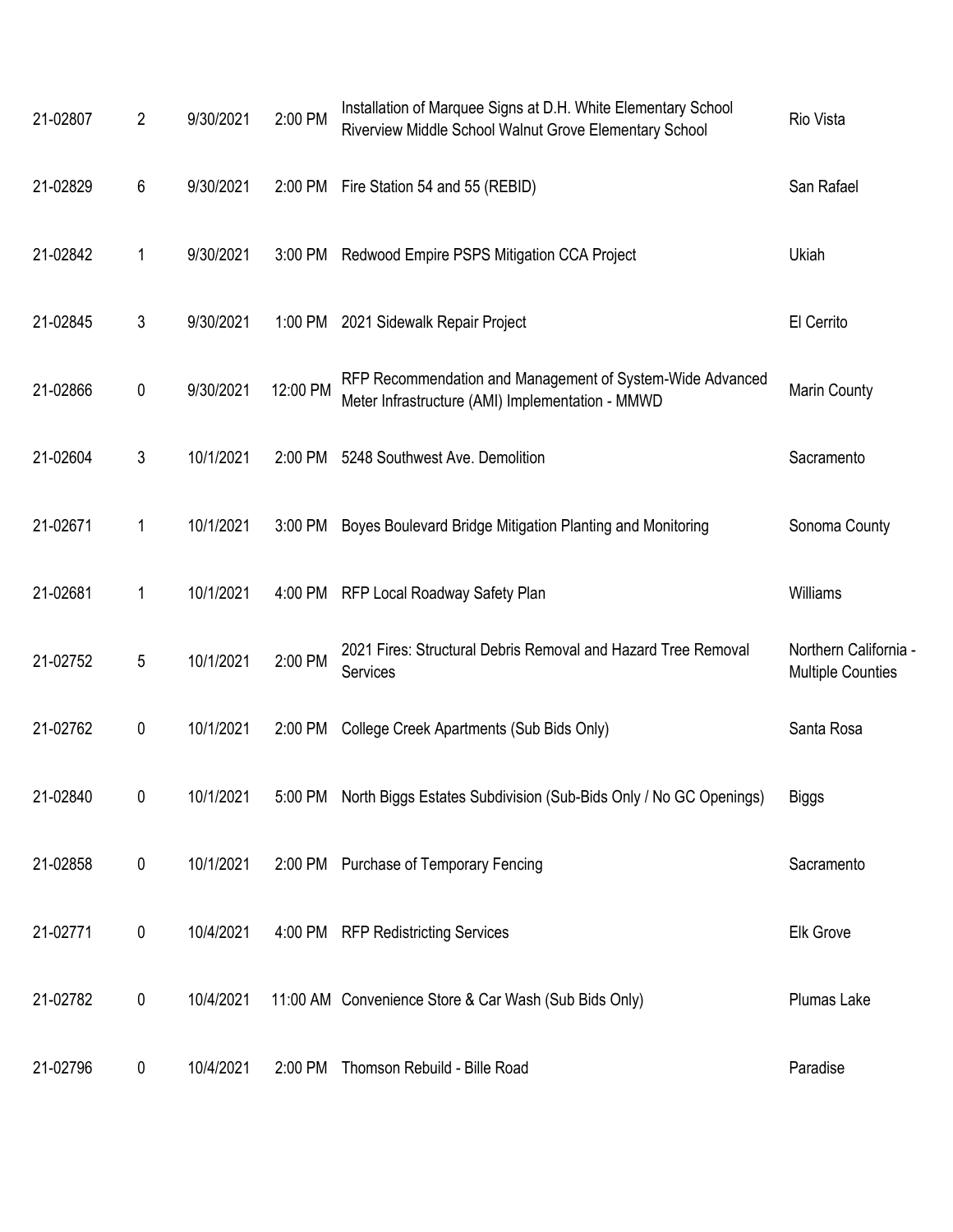| | | | | | |
|---|---|---|---|---|---|
| 21-02807 | 2 | 9/30/2021 | 2:00 PM | Installation of Marquee Signs at D.H. White Elementary School Riverview Middle School Walnut Grove Elementary School | Rio Vista |
| 21-02829 | 6 | 9/30/2021 | 2:00 PM | Fire Station 54 and 55 (REBID) | San Rafael |
| 21-02842 | 1 | 9/30/2021 | 3:00 PM | Redwood Empire PSPS Mitigation CCA Project | Ukiah |
| 21-02845 | 3 | 9/30/2021 | 1:00 PM | 2021 Sidewalk Repair Project | El Cerrito |
| 21-02866 | 0 | 9/30/2021 | 12:00 PM | RFP Recommendation and Management of System-Wide Advanced Meter Infrastructure (AMI) Implementation - MMWD | Marin County |
| 21-02604 | 3 | 10/1/2021 | 2:00 PM | 5248 Southwest Ave. Demolition | Sacramento |
| 21-02671 | 1 | 10/1/2021 | 3:00 PM | Boyes Boulevard Bridge Mitigation Planting and Monitoring | Sonoma County |
| 21-02681 | 1 | 10/1/2021 | 4:00 PM | RFP Local Roadway Safety Plan | Williams |
| 21-02752 | 5 | 10/1/2021 | 2:00 PM | 2021 Fires: Structural Debris Removal and Hazard Tree Removal Services | Northern California - Multiple Counties |
| 21-02762 | 0 | 10/1/2021 | 2:00 PM | College Creek Apartments (Sub Bids Only) | Santa Rosa |
| 21-02840 | 0 | 10/1/2021 | 5:00 PM | North Biggs Estates Subdivision (Sub-Bids Only / No GC Openings) | Biggs |
| 21-02858 | 0 | 10/1/2021 | 2:00 PM | Purchase of Temporary Fencing | Sacramento |
| 21-02771 | 0 | 10/4/2021 | 4:00 PM | RFP Redistricting Services | Elk Grove |
| 21-02782 | 0 | 10/4/2021 | 11:00 AM | Convenience Store & Car Wash (Sub Bids Only) | Plumas Lake |
| 21-02796 | 0 | 10/4/2021 | 2:00 PM | Thomson Rebuild - Bille Road | Paradise |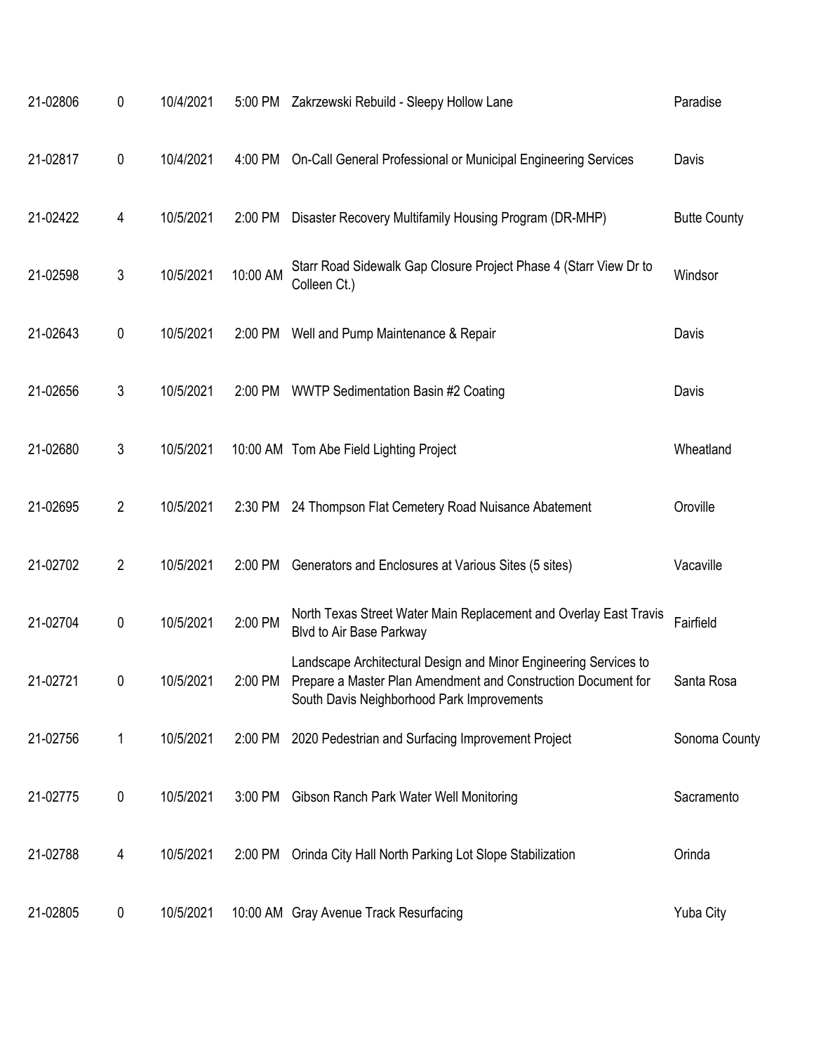| | | | | | |
|---|---|---|---|---|---|
| 21-02806 | 0 | 10/4/2021 | 5:00 PM | Zakrzewski Rebuild - Sleepy Hollow Lane | Paradise |
| 21-02817 | 0 | 10/4/2021 | 4:00 PM | On-Call General Professional or Municipal Engineering Services | Davis |
| 21-02422 | 4 | 10/5/2021 | 2:00 PM | Disaster Recovery Multifamily Housing Program (DR-MHP) | Butte County |
| 21-02598 | 3 | 10/5/2021 | 10:00 AM | Starr Road Sidewalk Gap Closure Project Phase 4 (Starr View Dr to Colleen Ct.) | Windsor |
| 21-02643 | 0 | 10/5/2021 | 2:00 PM | Well and Pump Maintenance & Repair | Davis |
| 21-02656 | 3 | 10/5/2021 | 2:00 PM | WWTP Sedimentation Basin #2 Coating | Davis |
| 21-02680 | 3 | 10/5/2021 | 10:00 AM | Tom Abe Field Lighting Project | Wheatland |
| 21-02695 | 2 | 10/5/2021 | 2:30 PM | 24 Thompson Flat Cemetery Road Nuisance Abatement | Oroville |
| 21-02702 | 2 | 10/5/2021 | 2:00 PM | Generators and Enclosures at Various Sites (5 sites) | Vacaville |
| 21-02704 | 0 | 10/5/2021 | 2:00 PM | North Texas Street Water Main Replacement and Overlay East Travis Blvd to Air Base Parkway | Fairfield |
| 21-02721 | 0 | 10/5/2021 | 2:00 PM | Landscape Architectural Design and Minor Engineering Services to Prepare a Master Plan Amendment and Construction Document for South Davis Neighborhood Park Improvements | Santa Rosa |
| 21-02756 | 1 | 10/5/2021 | 2:00 PM | 2020 Pedestrian and Surfacing Improvement Project | Sonoma County |
| 21-02775 | 0 | 10/5/2021 | 3:00 PM | Gibson Ranch Park Water Well Monitoring | Sacramento |
| 21-02788 | 4 | 10/5/2021 | 2:00 PM | Orinda City Hall North Parking Lot Slope Stabilization | Orinda |
| 21-02805 | 0 | 10/5/2021 | 10:00 AM | Gray Avenue Track Resurfacing | Yuba City |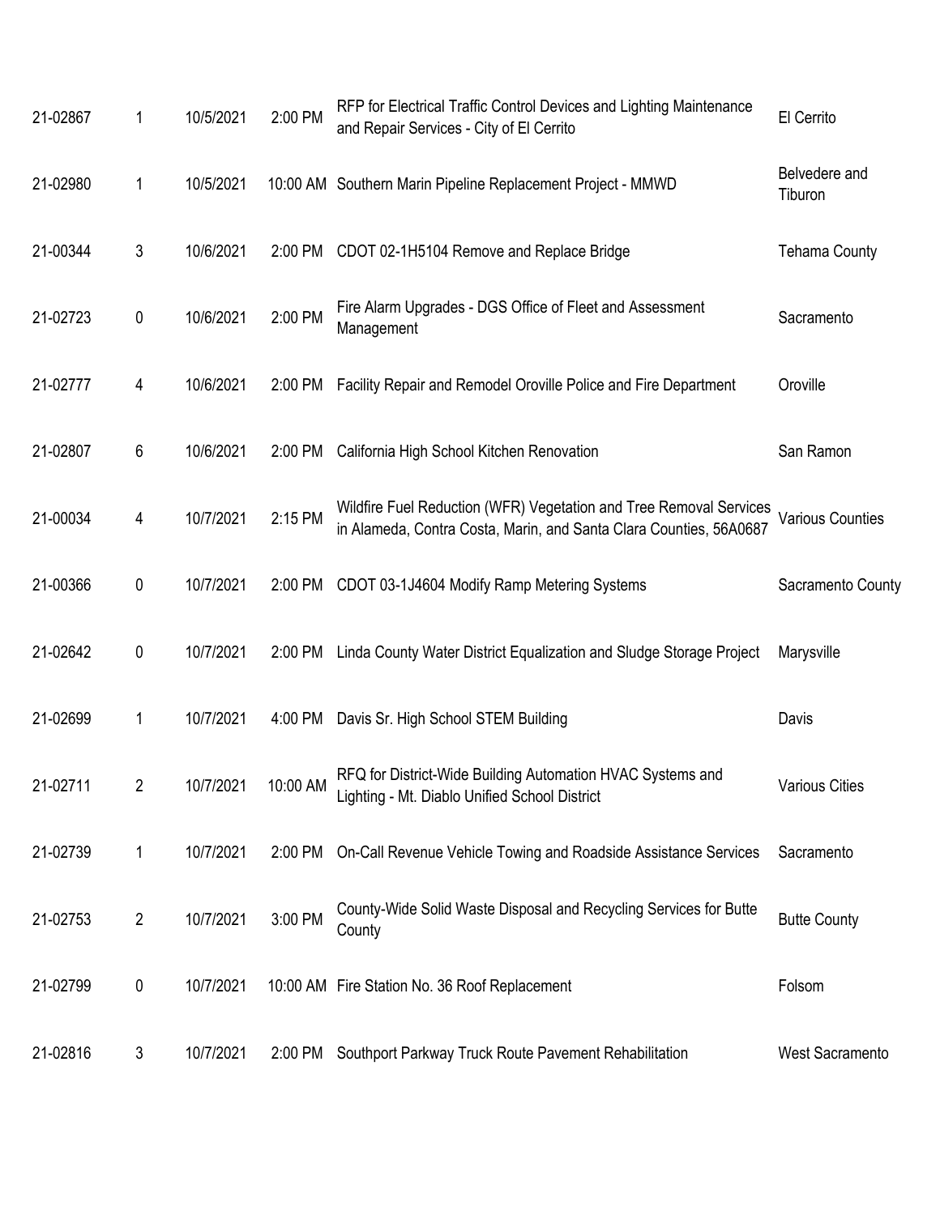| | | | | | |
|---|---|---|---|---|---|
| 21-02867 | 1 | 10/5/2021 | 2:00 PM | RFP for Electrical Traffic Control Devices and Lighting Maintenance and Repair Services - City of El Cerrito | El Cerrito |
| 21-02980 | 1 | 10/5/2021 | 10:00 AM | Southern Marin Pipeline Replacement Project - MMWD | Belvedere and Tiburon |
| 21-00344 | 3 | 10/6/2021 | 2:00 PM | CDOT 02-1H5104 Remove and Replace Bridge | Tehama County |
| 21-02723 | 0 | 10/6/2021 | 2:00 PM | Fire Alarm Upgrades - DGS Office of Fleet and Assessment Management | Sacramento |
| 21-02777 | 4 | 10/6/2021 | 2:00 PM | Facility Repair and Remodel Oroville Police and Fire Department | Oroville |
| 21-02807 | 6 | 10/6/2021 | 2:00 PM | California High School Kitchen Renovation | San Ramon |
| 21-00034 | 4 | 10/7/2021 | 2:15 PM | Wildfire Fuel Reduction (WFR) Vegetation and Tree Removal Services in Alameda, Contra Costa, Marin, and Santa Clara Counties, 56A0687 | Various Counties |
| 21-00366 | 0 | 10/7/2021 | 2:00 PM | CDOT 03-1J4604 Modify Ramp Metering Systems | Sacramento County |
| 21-02642 | 0 | 10/7/2021 | 2:00 PM | Linda County Water District Equalization and Sludge Storage Project | Marysville |
| 21-02699 | 1 | 10/7/2021 | 4:00 PM | Davis Sr. High School STEM Building | Davis |
| 21-02711 | 2 | 10/7/2021 | 10:00 AM | RFQ for District-Wide Building Automation HVAC Systems and Lighting - Mt. Diablo Unified School District | Various Cities |
| 21-02739 | 1 | 10/7/2021 | 2:00 PM | On-Call Revenue Vehicle Towing and Roadside Assistance Services | Sacramento |
| 21-02753 | 2 | 10/7/2021 | 3:00 PM | County-Wide Solid Waste Disposal and Recycling Services for Butte County | Butte County |
| 21-02799 | 0 | 10/7/2021 | 10:00 AM | Fire Station No. 36 Roof Replacement | Folsom |
| 21-02816 | 3 | 10/7/2021 | 2:00 PM | Southport Parkway Truck Route Pavement Rehabilitation | West Sacramento |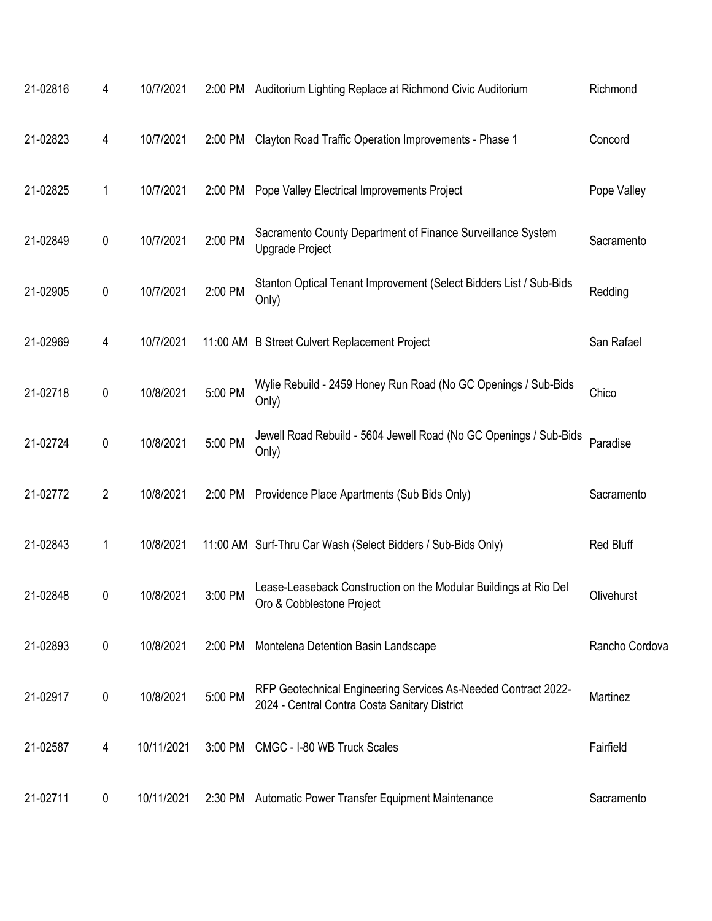| | | | | | |
|---|---|---|---|---|---|
| 21-02816 | 4 | 10/7/2021 | 2:00 PM | Auditorium Lighting Replace at Richmond Civic Auditorium | Richmond |
| 21-02823 | 4 | 10/7/2021 | 2:00 PM | Clayton Road Traffic Operation Improvements - Phase 1 | Concord |
| 21-02825 | 1 | 10/7/2021 | 2:00 PM | Pope Valley Electrical Improvements Project | Pope Valley |
| 21-02849 | 0 | 10/7/2021 | 2:00 PM | Sacramento County Department of Finance Surveillance System Upgrade Project | Sacramento |
| 21-02905 | 0 | 10/7/2021 | 2:00 PM | Stanton Optical Tenant Improvement (Select Bidders List / Sub-Bids Only) | Redding |
| 21-02969 | 4 | 10/7/2021 | 11:00 AM | B Street Culvert Replacement Project | San Rafael |
| 21-02718 | 0 | 10/8/2021 | 5:00 PM | Wylie Rebuild - 2459 Honey Run Road (No GC Openings / Sub-Bids Only) | Chico |
| 21-02724 | 0 | 10/8/2021 | 5:00 PM | Jewell Road Rebuild - 5604 Jewell Road (No GC Openings / Sub-Bids Only) | Paradise |
| 21-02772 | 2 | 10/8/2021 | 2:00 PM | Providence Place Apartments (Sub Bids Only) | Sacramento |
| 21-02843 | 1 | 10/8/2021 | 11:00 AM | Surf-Thru Car Wash (Select Bidders / Sub-Bids Only) | Red Bluff |
| 21-02848 | 0 | 10/8/2021 | 3:00 PM | Lease-Leaseback Construction on the Modular Buildings at Rio Del Oro & Cobblestone Project | Olivehurst |
| 21-02893 | 0 | 10/8/2021 | 2:00 PM | Montelena Detention Basin Landscape | Rancho Cordova |
| 21-02917 | 0 | 10/8/2021 | 5:00 PM | RFP Geotechnical Engineering Services As-Needed Contract 2022-2024 - Central Contra Costa Sanitary District | Martinez |
| 21-02587 | 4 | 10/11/2021 | 3:00 PM | CMGC - I-80 WB Truck Scales | Fairfield |
| 21-02711 | 0 | 10/11/2021 | 2:30 PM | Automatic Power Transfer Equipment Maintenance | Sacramento |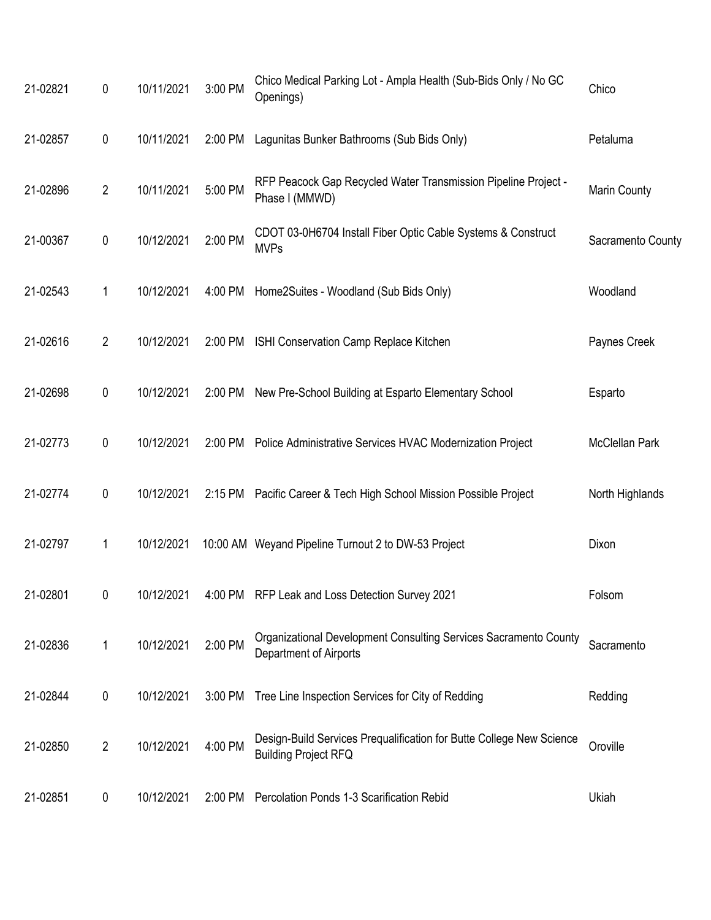| | | | | | |
|---|---|---|---|---|---|
| 21-02821 | 0 | 10/11/2021 | 3:00 PM | Chico Medical Parking Lot - Ampla Health (Sub-Bids Only / No GC Openings) | Chico |
| 21-02857 | 0 | 10/11/2021 | 2:00 PM | Lagunitas Bunker Bathrooms (Sub Bids Only) | Petaluma |
| 21-02896 | 2 | 10/11/2021 | 5:00 PM | RFP Peacock Gap Recycled Water Transmission Pipeline Project - Phase I (MMWD) | Marin County |
| 21-00367 | 0 | 10/12/2021 | 2:00 PM | CDOT 03-0H6704 Install Fiber Optic Cable Systems & Construct MVPs | Sacramento County |
| 21-02543 | 1 | 10/12/2021 | 4:00 PM | Home2Suites - Woodland (Sub Bids Only) | Woodland |
| 21-02616 | 2 | 10/12/2021 | 2:00 PM | ISHI Conservation Camp Replace Kitchen | Paynes Creek |
| 21-02698 | 0 | 10/12/2021 | 2:00 PM | New Pre-School Building at Esparto Elementary School | Esparto |
| 21-02773 | 0 | 10/12/2021 | 2:00 PM | Police Administrative Services HVAC Modernization Project | McClellan Park |
| 21-02774 | 0 | 10/12/2021 | 2:15 PM | Pacific Career & Tech High School Mission Possible Project | North Highlands |
| 21-02797 | 1 | 10/12/2021 | 10:00 AM | Weyand Pipeline Turnout 2 to DW-53 Project | Dixon |
| 21-02801 | 0 | 10/12/2021 | 4:00 PM | RFP Leak and Loss Detection Survey 2021 | Folsom |
| 21-02836 | 1 | 10/12/2021 | 2:00 PM | Organizational Development Consulting Services Sacramento County Department of Airports | Sacramento |
| 21-02844 | 0 | 10/12/2021 | 3:00 PM | Tree Line Inspection Services for City of Redding | Redding |
| 21-02850 | 2 | 10/12/2021 | 4:00 PM | Design-Build Services Prequalification for Butte College New Science Building Project RFQ | Oroville |
| 21-02851 | 0 | 10/12/2021 | 2:00 PM | Percolation Ponds 1-3 Scarification Rebid | Ukiah |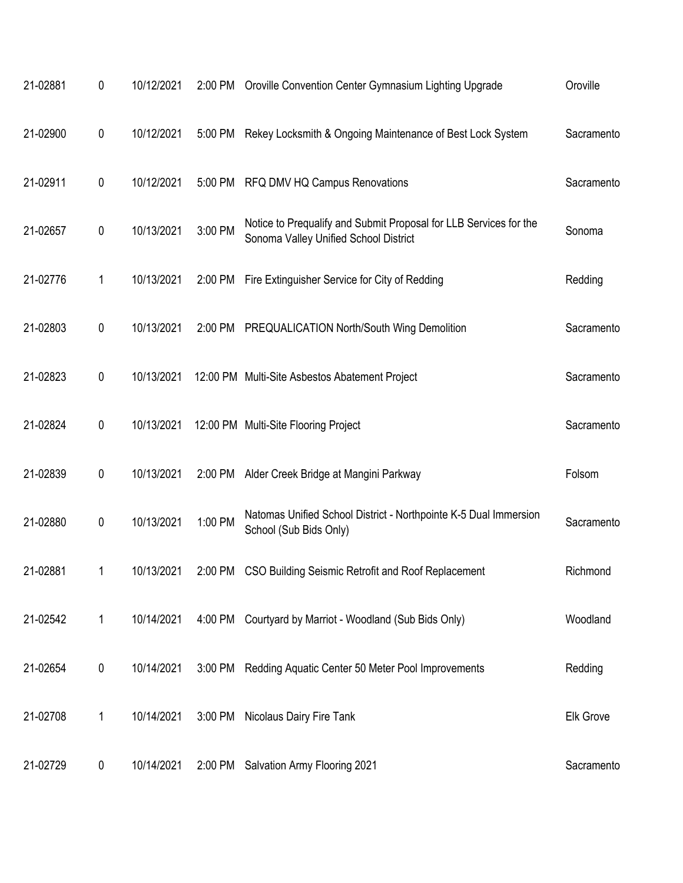| | | | | | |
|---|---|---|---|---|---|
| 21-02881 | 0 | 10/12/2021 | 2:00 PM | Oroville Convention Center Gymnasium Lighting Upgrade | Oroville |
| 21-02900 | 0 | 10/12/2021 | 5:00 PM | Rekey Locksmith & Ongoing Maintenance of Best Lock System | Sacramento |
| 21-02911 | 0 | 10/12/2021 | 5:00 PM | RFQ DMV HQ Campus Renovations | Sacramento |
| 21-02657 | 0 | 10/13/2021 | 3:00 PM | Notice to Prequalify and Submit Proposal for LLB Services for the Sonoma Valley Unified School District | Sonoma |
| 21-02776 | 1 | 10/13/2021 | 2:00 PM | Fire Extinguisher Service for City of Redding | Redding |
| 21-02803 | 0 | 10/13/2021 | 2:00 PM | PREQUALICATION North/South Wing Demolition | Sacramento |
| 21-02823 | 0 | 10/13/2021 | 12:00 PM | Multi-Site Asbestos Abatement Project | Sacramento |
| 21-02824 | 0 | 10/13/2021 | 12:00 PM | Multi-Site Flooring Project | Sacramento |
| 21-02839 | 0 | 10/13/2021 | 2:00 PM | Alder Creek Bridge at Mangini Parkway | Folsom |
| 21-02880 | 0 | 10/13/2021 | 1:00 PM | Natomas Unified School District - Northpointe K-5 Dual Immersion School (Sub Bids Only) | Sacramento |
| 21-02881 | 1 | 10/13/2021 | 2:00 PM | CSO Building Seismic Retrofit and Roof Replacement | Richmond |
| 21-02542 | 1 | 10/14/2021 | 4:00 PM | Courtyard by Marriot - Woodland (Sub Bids Only) | Woodland |
| 21-02654 | 0 | 10/14/2021 | 3:00 PM | Redding Aquatic Center 50 Meter Pool Improvements | Redding |
| 21-02708 | 1 | 10/14/2021 | 3:00 PM | Nicolaus Dairy Fire Tank | Elk Grove |
| 21-02729 | 0 | 10/14/2021 | 2:00 PM | Salvation Army Flooring 2021 | Sacramento |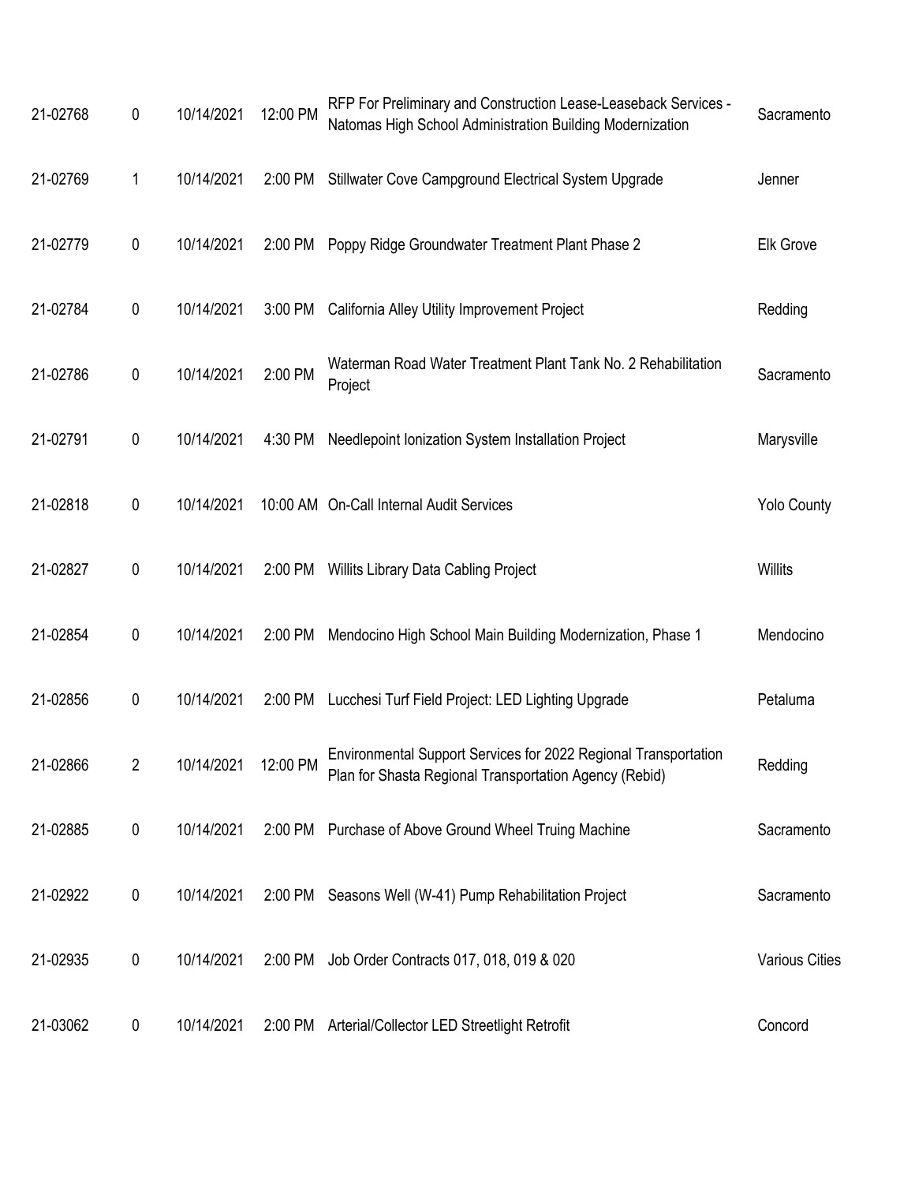| | | | | | |
|---|---|---|---|---|---|
| 21-02768 | 0 | 10/14/2021 | 12:00 PM | RFP For Preliminary and Construction Lease-Leaseback Services - Natomas High School Administration Building Modernization | Sacramento |
| 21-02769 | 1 | 10/14/2021 | 2:00 PM | Stillwater Cove Campground Electrical System Upgrade | Jenner |
| 21-02779 | 0 | 10/14/2021 | 2:00 PM | Poppy Ridge Groundwater Treatment Plant Phase 2 | Elk Grove |
| 21-02784 | 0 | 10/14/2021 | 3:00 PM | California Alley Utility Improvement Project | Redding |
| 21-02786 | 0 | 10/14/2021 | 2:00 PM | Waterman Road Water Treatment Plant Tank No. 2 Rehabilitation Project | Sacramento |
| 21-02791 | 0 | 10/14/2021 | 4:30 PM | Needlepoint Ionization System Installation Project | Marysville |
| 21-02818 | 0 | 10/14/2021 | 10:00 AM | On-Call Internal Audit Services | Yolo County |
| 21-02827 | 0 | 10/14/2021 | 2:00 PM | Willits Library Data Cabling Project | Willits |
| 21-02854 | 0 | 10/14/2021 | 2:00 PM | Mendocino High School Main Building Modernization, Phase 1 | Mendocino |
| 21-02856 | 0 | 10/14/2021 | 2:00 PM | Lucchesi Turf Field Project: LED Lighting Upgrade | Petaluma |
| 21-02866 | 2 | 10/14/2021 | 12:00 PM | Environmental Support Services for 2022 Regional Transportation Plan for Shasta Regional Transportation Agency (Rebid) | Redding |
| 21-02885 | 0 | 10/14/2021 | 2:00 PM | Purchase of Above Ground Wheel Truing Machine | Sacramento |
| 21-02922 | 0 | 10/14/2021 | 2:00 PM | Seasons Well (W-41) Pump Rehabilitation Project | Sacramento |
| 21-02935 | 0 | 10/14/2021 | 2:00 PM | Job Order Contracts 017, 018, 019 & 020 | Various Cities |
| 21-03062 | 0 | 10/14/2021 | 2:00 PM | Arterial/Collector LED Streetlight Retrofit | Concord |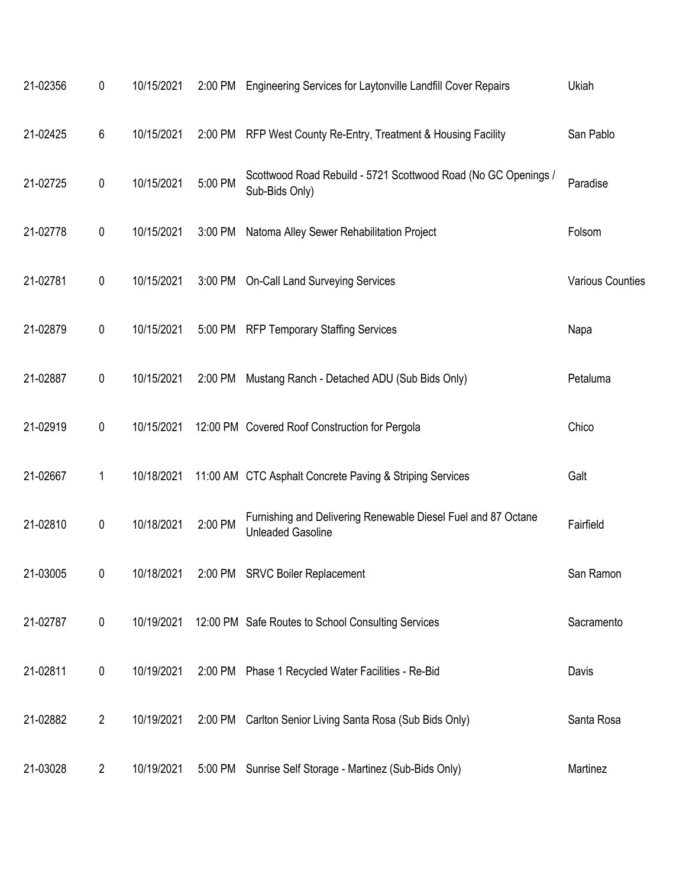| | | | | | |
|---|---|---|---|---|---|
| 21-02356 | 0 | 10/15/2021 | 2:00 PM | Engineering Services for Laytonville Landfill Cover Repairs | Ukiah |
| 21-02425 | 6 | 10/15/2021 | 2:00 PM | RFP West County Re-Entry, Treatment & Housing Facility | San Pablo |
| 21-02725 | 0 | 10/15/2021 | 5:00 PM | Scottwood Road Rebuild - 5721 Scottwood Road (No GC Openings / Sub-Bids Only) | Paradise |
| 21-02778 | 0 | 10/15/2021 | 3:00 PM | Natoma Alley Sewer Rehabilitation Project | Folsom |
| 21-02781 | 0 | 10/15/2021 | 3:00 PM | On-Call Land Surveying Services | Various Counties |
| 21-02879 | 0 | 10/15/2021 | 5:00 PM | RFP Temporary Staffing Services | Napa |
| 21-02887 | 0 | 10/15/2021 | 2:00 PM | Mustang Ranch - Detached ADU (Sub Bids Only) | Petaluma |
| 21-02919 | 0 | 10/15/2021 | 12:00 PM | Covered Roof Construction for Pergola | Chico |
| 21-02667 | 1 | 10/18/2021 | 11:00 AM | CTC Asphalt Concrete Paving & Striping Services | Galt |
| 21-02810 | 0 | 10/18/2021 | 2:00 PM | Furnishing and Delivering Renewable Diesel Fuel and 87 Octane Unleaded Gasoline | Fairfield |
| 21-03005 | 0 | 10/18/2021 | 2:00 PM | SRVC Boiler Replacement | San Ramon |
| 21-02787 | 0 | 10/19/2021 | 12:00 PM | Safe Routes to School Consulting Services | Sacramento |
| 21-02811 | 0 | 10/19/2021 | 2:00 PM | Phase 1 Recycled Water Facilities - Re-Bid | Davis |
| 21-02882 | 2 | 10/19/2021 | 2:00 PM | Carlton Senior Living Santa Rosa (Sub Bids Only) | Santa Rosa |
| 21-03028 | 2 | 10/19/2021 | 5:00 PM | Sunrise Self Storage - Martinez (Sub-Bids Only) | Martinez |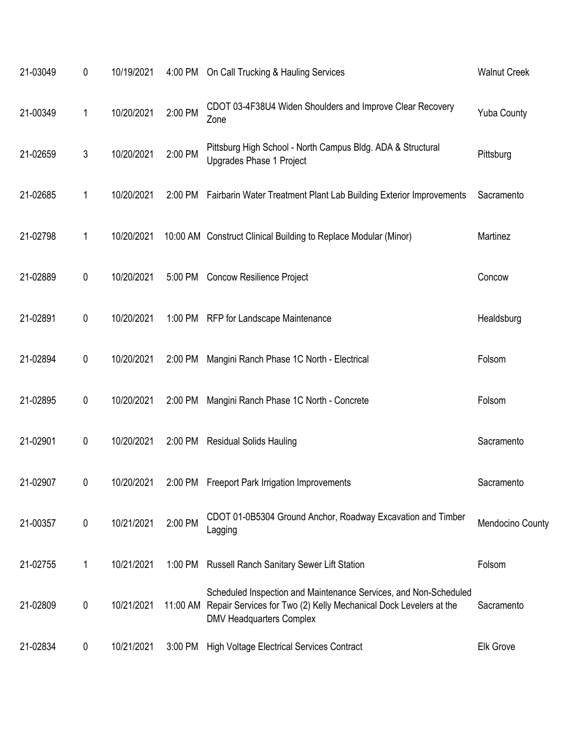| | | | | | |
|---|---|---|---|---|---|
| 21-03049 | 0 | 10/19/2021 | 4:00 PM | On Call Trucking & Hauling Services | Walnut Creek |
| 21-00349 | 1 | 10/20/2021 | 2:00 PM | CDOT 03-4F38U4 Widen Shoulders and Improve Clear Recovery Zone | Yuba County |
| 21-02659 | 3 | 10/20/2021 | 2:00 PM | Pittsburg High School - North Campus Bldg. ADA & Structural Upgrades Phase 1 Project | Pittsburg |
| 21-02685 | 1 | 10/20/2021 | 2:00 PM | Fairbarin Water Treatment Plant Lab Building Exterior Improvements | Sacramento |
| 21-02798 | 1 | 10/20/2021 | 10:00 AM | Construct Clinical Building to Replace Modular (Minor) | Martinez |
| 21-02889 | 0 | 10/20/2021 | 5:00 PM | Concow Resilience Project | Concow |
| 21-02891 | 0 | 10/20/2021 | 1:00 PM | RFP for Landscape Maintenance | Healdsburg |
| 21-02894 | 0 | 10/20/2021 | 2:00 PM | Mangini Ranch Phase 1C North - Electrical | Folsom |
| 21-02895 | 0 | 10/20/2021 | 2:00 PM | Mangini Ranch Phase 1C North - Concrete | Folsom |
| 21-02901 | 0 | 10/20/2021 | 2:00 PM | Residual Solids Hauling | Sacramento |
| 21-02907 | 0 | 10/20/2021 | 2:00 PM | Freeport Park Irrigation Improvements | Sacramento |
| 21-00357 | 0 | 10/21/2021 | 2:00 PM | CDOT 01-0B5304 Ground Anchor, Roadway Excavation and Timber Lagging | Mendocino County |
| 21-02755 | 1 | 10/21/2021 | 1:00 PM | Russell Ranch Sanitary Sewer Lift Station | Folsom |
| 21-02809 | 0 | 10/21/2021 | 11:00 AM | Scheduled Inspection and Maintenance Services, and Non-Scheduled Repair Services for Two (2) Kelly Mechanical Dock Levelers at the DMV Headquarters Complex | Sacramento |
| 21-02834 | 0 | 10/21/2021 | 3:00 PM | High Voltage Electrical Services Contract | Elk Grove |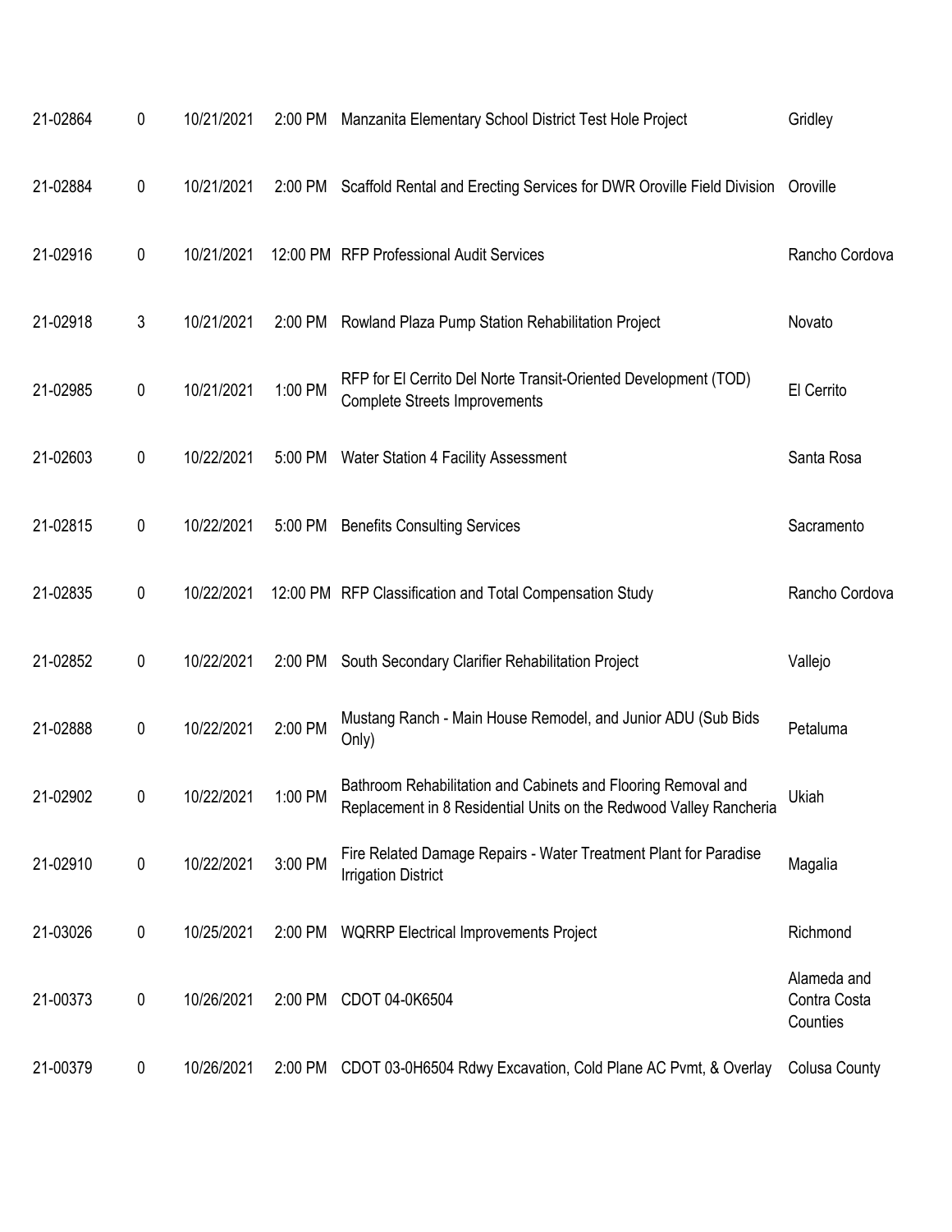| | | | | | |
|---|---|---|---|---|---|
| 21-02864 | 0 | 10/21/2021 | 2:00 PM | Manzanita Elementary School District Test Hole Project | Gridley |
| 21-02884 | 0 | 10/21/2021 | 2:00 PM | Scaffold Rental and Erecting Services for DWR Oroville Field Division | Oroville |
| 21-02916 | 0 | 10/21/2021 | 12:00 PM | RFP Professional Audit Services | Rancho Cordova |
| 21-02918 | 3 | 10/21/2021 | 2:00 PM | Rowland Plaza Pump Station Rehabilitation Project | Novato |
| 21-02985 | 0 | 10/21/2021 | 1:00 PM | RFP for El Cerrito Del Norte Transit-Oriented Development (TOD) Complete Streets Improvements | El Cerrito |
| 21-02603 | 0 | 10/22/2021 | 5:00 PM | Water Station 4 Facility Assessment | Santa Rosa |
| 21-02815 | 0 | 10/22/2021 | 5:00 PM | Benefits Consulting Services | Sacramento |
| 21-02835 | 0 | 10/22/2021 | 12:00 PM | RFP Classification and Total Compensation Study | Rancho Cordova |
| 21-02852 | 0 | 10/22/2021 | 2:00 PM | South Secondary Clarifier Rehabilitation Project | Vallejo |
| 21-02888 | 0 | 10/22/2021 | 2:00 PM | Mustang Ranch - Main House Remodel, and Junior ADU (Sub Bids Only) | Petaluma |
| 21-02902 | 0 | 10/22/2021 | 1:00 PM | Bathroom Rehabilitation and Cabinets and Flooring Removal and Replacement in 8 Residential Units on the Redwood Valley Rancheria | Ukiah |
| 21-02910 | 0 | 10/22/2021 | 3:00 PM | Fire Related Damage Repairs - Water Treatment Plant for Paradise Irrigation District | Magalia |
| 21-03026 | 0 | 10/25/2021 | 2:00 PM | WQRRP Electrical Improvements Project | Richmond |
| 21-00373 | 0 | 10/26/2021 | 2:00 PM | CDOT 04-0K6504 | Alameda and Contra Costa Counties |
| 21-00379 | 0 | 10/26/2021 | 2:00 PM | CDOT 03-0H6504 Rdwy Excavation, Cold Plane AC Pvmt, & Overlay | Colusa County |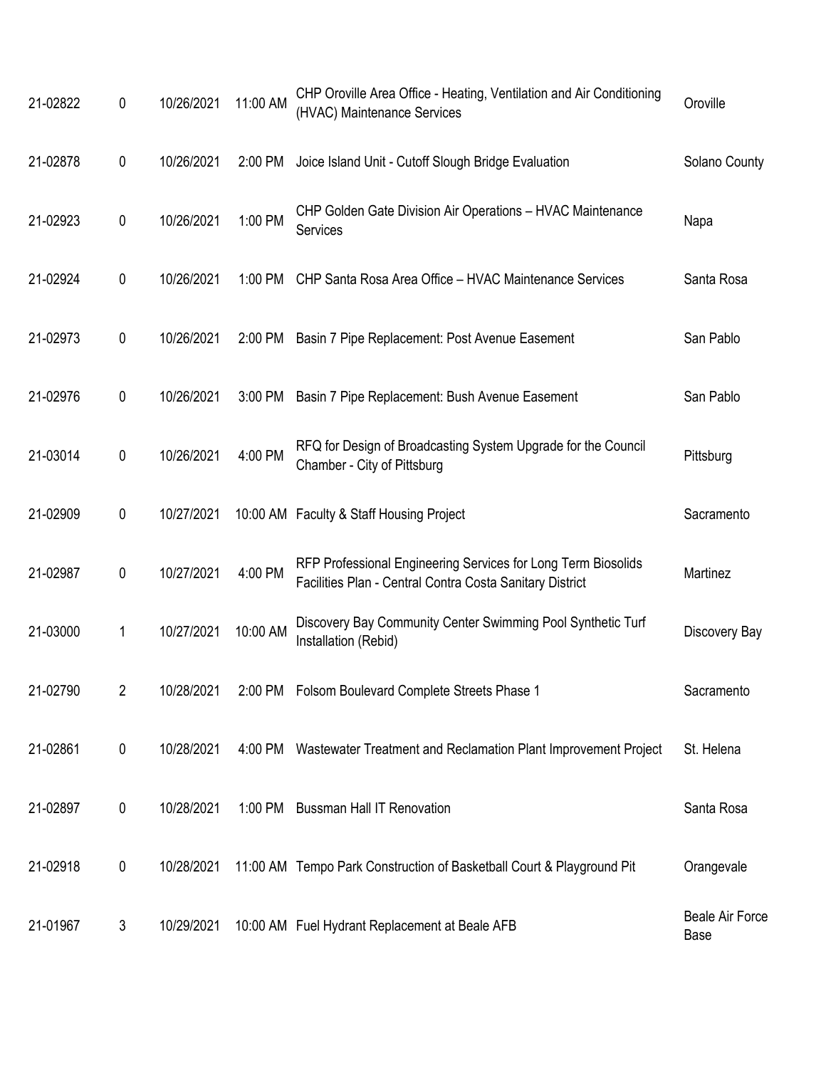| | | | | | |
|---|---|---|---|---|---|
| 21-02822 | 0 | 10/26/2021 | 11:00 AM | CHP Oroville Area Office - Heating, Ventilation and Air Conditioning (HVAC) Maintenance Services | Oroville |
| 21-02878 | 0 | 10/26/2021 | 2:00 PM | Joice Island Unit - Cutoff Slough Bridge Evaluation | Solano County |
| 21-02923 | 0 | 10/26/2021 | 1:00 PM | CHP Golden Gate Division Air Operations – HVAC Maintenance Services | Napa |
| 21-02924 | 0 | 10/26/2021 | 1:00 PM | CHP Santa Rosa Area Office – HVAC Maintenance Services | Santa Rosa |
| 21-02973 | 0 | 10/26/2021 | 2:00 PM | Basin 7 Pipe Replacement: Post Avenue Easement | San Pablo |
| 21-02976 | 0 | 10/26/2021 | 3:00 PM | Basin 7 Pipe Replacement: Bush Avenue Easement | San Pablo |
| 21-03014 | 0 | 10/26/2021 | 4:00 PM | RFQ for Design of Broadcasting System Upgrade for the Council Chamber - City of Pittsburg | Pittsburg |
| 21-02909 | 0 | 10/27/2021 | 10:00 AM | Faculty & Staff Housing Project | Sacramento |
| 21-02987 | 0 | 10/27/2021 | 4:00 PM | RFP Professional Engineering Services for Long Term Biosolids Facilities Plan - Central Contra Costa Sanitary District | Martinez |
| 21-03000 | 1 | 10/27/2021 | 10:00 AM | Discovery Bay Community Center Swimming Pool Synthetic Turf Installation (Rebid) | Discovery Bay |
| 21-02790 | 2 | 10/28/2021 | 2:00 PM | Folsom Boulevard Complete Streets Phase 1 | Sacramento |
| 21-02861 | 0 | 10/28/2021 | 4:00 PM | Wastewater Treatment and Reclamation Plant Improvement Project | St. Helena |
| 21-02897 | 0 | 10/28/2021 | 1:00 PM | Bussman Hall IT Renovation | Santa Rosa |
| 21-02918 | 0 | 10/28/2021 | 11:00 AM | Tempo Park Construction of Basketball Court & Playground Pit | Orangevale |
| 21-01967 | 3 | 10/29/2021 | 10:00 AM | Fuel Hydrant Replacement at Beale AFB | Beale Air Force Base |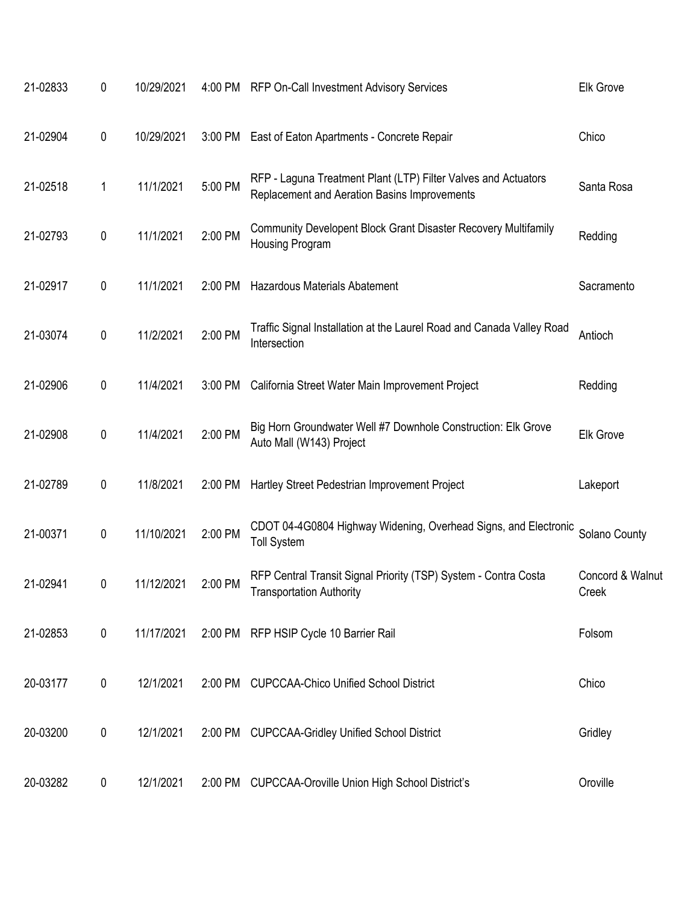| | | | | | |
|---|---|---|---|---|---|
| 21-02833 | 0 | 10/29/2021 | 4:00 PM | RFP On-Call Investment Advisory Services | Elk Grove |
| 21-02904 | 0 | 10/29/2021 | 3:00 PM | East of Eaton Apartments - Concrete Repair | Chico |
| 21-02518 | 1 | 11/1/2021 | 5:00 PM | RFP - Laguna Treatment Plant (LTP) Filter Valves and Actuators Replacement and Aeration Basins Improvements | Santa Rosa |
| 21-02793 | 0 | 11/1/2021 | 2:00 PM | Community Developent Block Grant Disaster Recovery Multifamily Housing Program | Redding |
| 21-02917 | 0 | 11/1/2021 | 2:00 PM | Hazardous Materials Abatement | Sacramento |
| 21-03074 | 0 | 11/2/2021 | 2:00 PM | Traffic Signal Installation at the Laurel Road and Canada Valley Road Intersection | Antioch |
| 21-02906 | 0 | 11/4/2021 | 3:00 PM | California Street Water Main Improvement Project | Redding |
| 21-02908 | 0 | 11/4/2021 | 2:00 PM | Big Horn Groundwater Well #7 Downhole Construction: Elk Grove Auto Mall (W143) Project | Elk Grove |
| 21-02789 | 0 | 11/8/2021 | 2:00 PM | Hartley Street Pedestrian Improvement Project | Lakeport |
| 21-00371 | 0 | 11/10/2021 | 2:00 PM | CDOT 04-4G0804 Highway Widening, Overhead Signs, and Electronic Toll System | Solano County |
| 21-02941 | 0 | 11/12/2021 | 2:00 PM | RFP Central Transit Signal Priority (TSP) System - Contra Costa Transportation Authority | Concord & Walnut Creek |
| 21-02853 | 0 | 11/17/2021 | 2:00 PM | RFP HSIP Cycle 10 Barrier Rail | Folsom |
| 20-03177 | 0 | 12/1/2021 | 2:00 PM | CUPCCAA-Chico Unified School District | Chico |
| 20-03200 | 0 | 12/1/2021 | 2:00 PM | CUPCCAA-Gridley Unified School District | Gridley |
| 20-03282 | 0 | 12/1/2021 | 2:00 PM | CUPCCAA-Oroville Union High School District's | Oroville |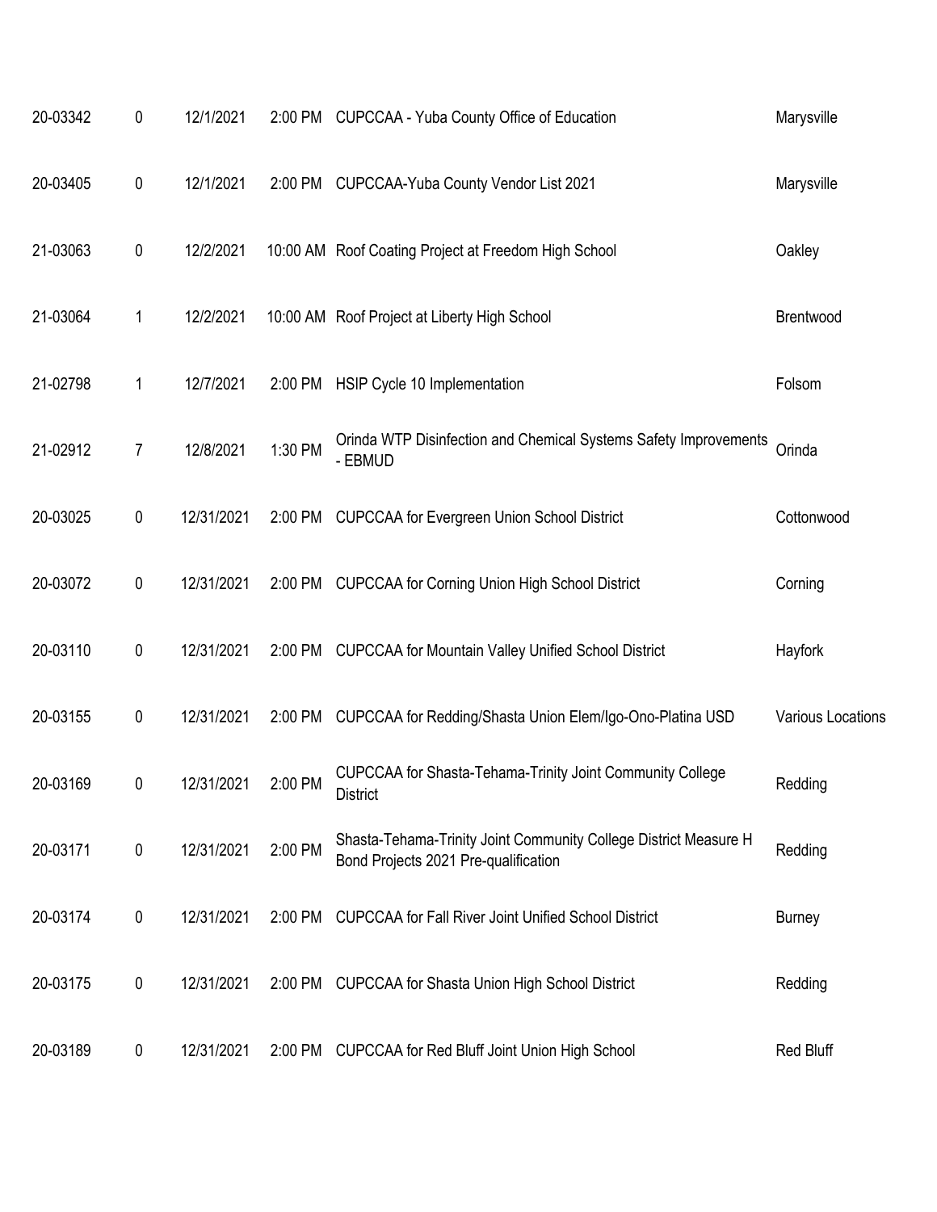| | | | | | |
|---|---|---|---|---|---|
| 20-03342 | 0 | 12/1/2021 | 2:00 PM | CUPCCAA - Yuba County Office of Education | Marysville |
| 20-03405 | 0 | 12/1/2021 | 2:00 PM | CUPCCAA-Yuba County Vendor List 2021 | Marysville |
| 21-03063 | 0 | 12/2/2021 | 10:00 AM | Roof Coating Project at Freedom High School | Oakley |
| 21-03064 | 1 | 12/2/2021 | 10:00 AM | Roof Project at Liberty High School | Brentwood |
| 21-02798 | 1 | 12/7/2021 | 2:00 PM | HSIP Cycle 10 Implementation | Folsom |
| 21-02912 | 7 | 12/8/2021 | 1:30 PM | Orinda WTP Disinfection and Chemical Systems Safety Improvements - EBMUD | Orinda |
| 20-03025 | 0 | 12/31/2021 | 2:00 PM | CUPCCAA for Evergreen Union School District | Cottonwood |
| 20-03072 | 0 | 12/31/2021 | 2:00 PM | CUPCCAA for Corning Union High School District | Corning |
| 20-03110 | 0 | 12/31/2021 | 2:00 PM | CUPCCAA for Mountain Valley Unified School District | Hayfork |
| 20-03155 | 0 | 12/31/2021 | 2:00 PM | CUPCCAA for Redding/Shasta Union Elem/Igo-Ono-Platina USD | Various Locations |
| 20-03169 | 0 | 12/31/2021 | 2:00 PM | CUPCCAA for Shasta-Tehama-Trinity Joint Community College District | Redding |
| 20-03171 | 0 | 12/31/2021 | 2:00 PM | Shasta-Tehama-Trinity Joint Community College District Measure H Bond Projects 2021 Pre-qualification | Redding |
| 20-03174 | 0 | 12/31/2021 | 2:00 PM | CUPCCAA for Fall River Joint Unified School District | Burney |
| 20-03175 | 0 | 12/31/2021 | 2:00 PM | CUPCCAA for Shasta Union High School District | Redding |
| 20-03189 | 0 | 12/31/2021 | 2:00 PM | CUPCCAA for Red Bluff Joint Union High School | Red Bluff |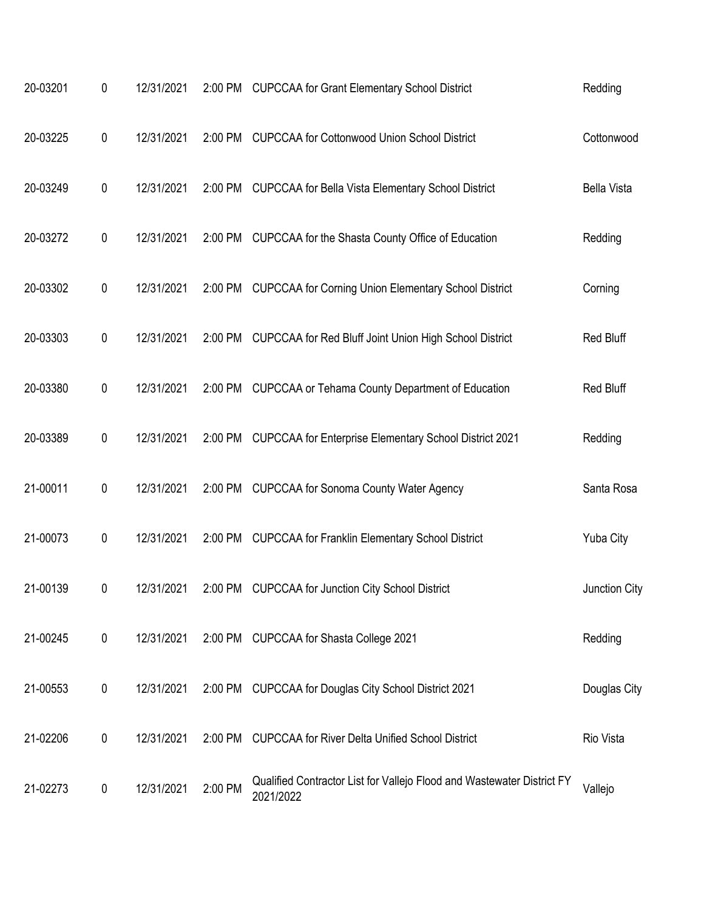| | | | | | |
|---|---|---|---|---|---|
| 20-03201 | 0 | 12/31/2021 | 2:00 PM | CUPCCAA for Grant Elementary School District | Redding |
| 20-03225 | 0 | 12/31/2021 | 2:00 PM | CUPCCAA for Cottonwood Union School District | Cottonwood |
| 20-03249 | 0 | 12/31/2021 | 2:00 PM | CUPCCAA for Bella Vista Elementary School District | Bella Vista |
| 20-03272 | 0 | 12/31/2021 | 2:00 PM | CUPCCAA for the Shasta County Office of Education | Redding |
| 20-03302 | 0 | 12/31/2021 | 2:00 PM | CUPCCAA for Corning Union Elementary School District | Corning |
| 20-03303 | 0 | 12/31/2021 | 2:00 PM | CUPCCAA for Red Bluff Joint Union High School District | Red Bluff |
| 20-03380 | 0 | 12/31/2021 | 2:00 PM | CUPCCAA or Tehama County Department of Education | Red Bluff |
| 20-03389 | 0 | 12/31/2021 | 2:00 PM | CUPCCAA for Enterprise Elementary School District 2021 | Redding |
| 21-00011 | 0 | 12/31/2021 | 2:00 PM | CUPCCAA for Sonoma County Water Agency | Santa Rosa |
| 21-00073 | 0 | 12/31/2021 | 2:00 PM | CUPCCAA for Franklin Elementary School District | Yuba City |
| 21-00139 | 0 | 12/31/2021 | 2:00 PM | CUPCCAA for Junction City School District | Junction City |
| 21-00245 | 0 | 12/31/2021 | 2:00 PM | CUPCCAA for Shasta College 2021 | Redding |
| 21-00553 | 0 | 12/31/2021 | 2:00 PM | CUPCCAA for Douglas City School District 2021 | Douglas City |
| 21-02206 | 0 | 12/31/2021 | 2:00 PM | CUPCCAA for River Delta Unified School District | Rio Vista |
| 21-02273 | 0 | 12/31/2021 | 2:00 PM | Qualified Contractor List for Vallejo Flood and Wastewater District FY 2021/2022 | Vallejo |